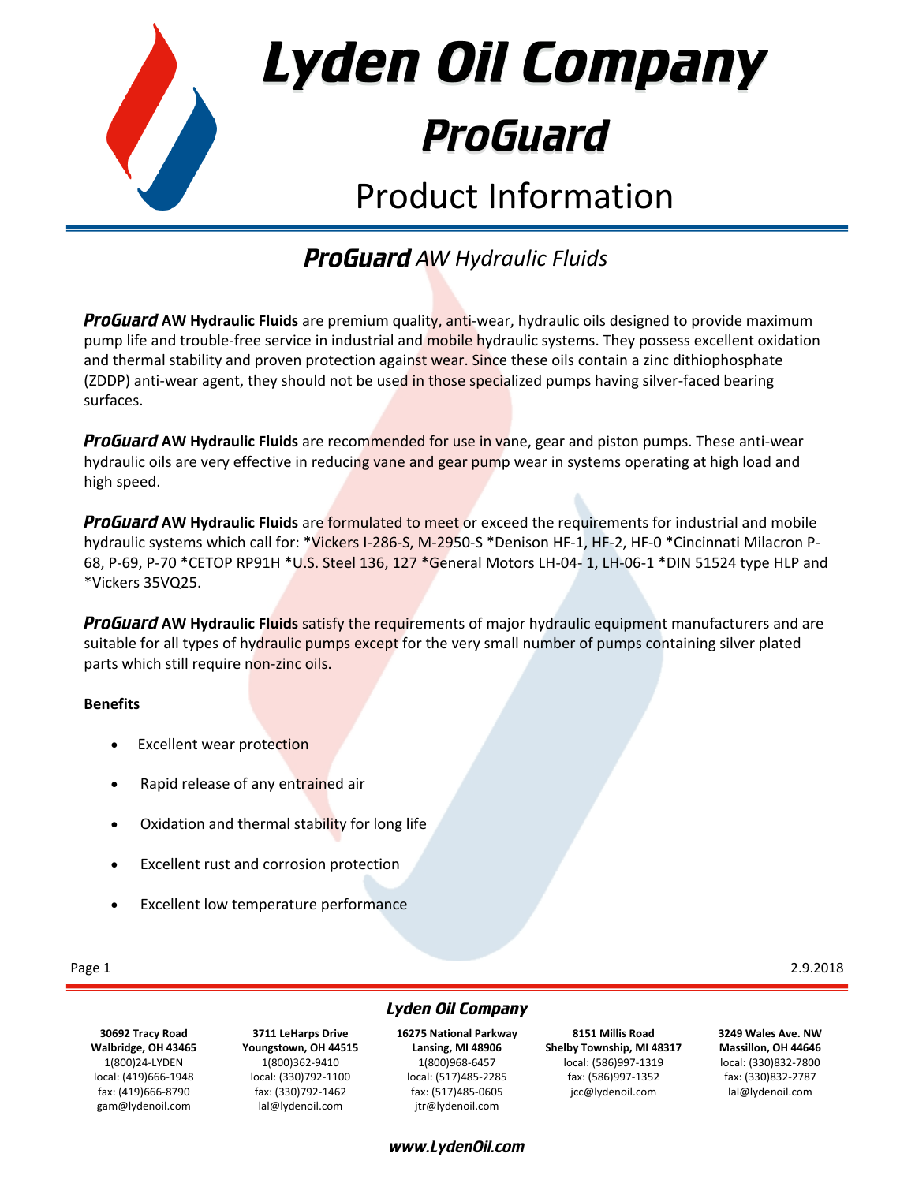# Lyden Oil Company

## *ProGuard*

## Product Information

### *ProGuard AW Hydraulic Fluids*

***ProGuard* AW Hydraulic Fluids** are premium quality, anti-wear, hydraulic oils designed to provide maximum pump life and trouble-free service in industrial and mobile hydraulic systems. They possess excellent oxidation and thermal stability and proven protection against wear. Since these oils contain a zinc dithiophosphate (ZDDP) anti-wear agent, they should not be used in those specialized pumps having silver-faced bearing surfaces.

***ProGuard* AW Hydraulic Fluids** are recommended for use in vane, gear and piston pumps. These anti-wear hydraulic oils are very effective in reducing vane and gear pump wear in systems operating at high load and high speed.

***ProGuard* AW Hydraulic Fluids** are formulated to meet or exceed the requirements for industrial and mobile hydraulic systems which call for: *Vickers I-286-S, M-2950-S *Denison HF-1, HF-2, HF-0 *Cincinnati Milacron P-68, P-69, P-70 *CETOP RP91H *U.S. Steel 136, 127 *General Motors LH-04- 1, LH-06-1 *DIN 51524 type HLP and *Vickers 35VQ25.

***ProGuard* AW Hydraulic Fluids** satisfy the requirements of major hydraulic equipment manufacturers and are suitable for all types of hydraulic pumps except for the very small number of pumps containing silver plated parts which still require non-zinc oils.

**Benefits**

- Excellent wear protection
- Rapid release of any entrained air
- Oxidation and thermal stability for long life
- Excellent rust and corrosion protection
- Excellent low temperature performance

2.9.2018

***Lyden Oil Company***

| **30692 Tracy Road** | **3711 LeHarps Drive** | **16275 National Parkway** | **8151 Millis Road** | **3249 Wales Ave. NW** |
|---|---|---|---|---|
| **Walbridge, OH 43465** | **Youngstown, OH 44515** | **Lansing, MI 48906** | **Shelby Township, MI 48317** | **Massillon, OH 44646** |
| 1(800)24-LYDEN | 1(800)362-9410 | 1(800)968-6457 | local: (586)997-1319 | local: (330)832-7800 |
| local: (419)666-1948 | local: (330)792-1100 | local: (517)485-2285 | fax: (586)997-1352 | fax: (330)832-2787 |
| fax: (419)666-8790 | fax: (330)792-1462 | fax: (517)485-0605 | jcc@lydenoil.com | lal@lydenoil.com |
| gam@lydenoil.com | lal@lydenoil.com | jtr@lydenoil.com | | |

***www.LydenOil.com***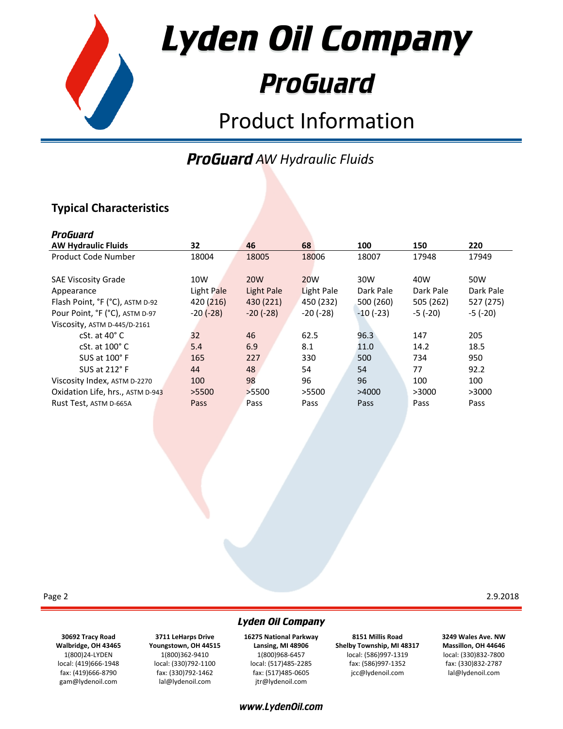# Lyden Oil Company

## *ProGuard*

# Product Information

## ***ProGuard*** *AW Hydraulic Fluids*

### Typical Characteristics

| *ProGuard* AW Hydraulic Fluids | 32 | 46 | 68 | 100 | 150 | 220 |
|---|---|---|---|---|---|---|
| Product Code Number | 18004 | 18005 | 18006 | 18007 | 17948 | 17949 |
| SAE Viscosity Grade | 10W | 20W | 20W | 30W | 40W | 50W |
| Appearance | Light Pale | Light Pale | Light Pale | Dark Pale | Dark Pale | Dark Pale |
| Flash Point, °F (°C), ASTM D-92 | 420 (216) | 430 (221) | 450 (232) | 500 (260) | 505 (262) | 527 (275) |
| Pour Point, °F (°C), ASTM D-97 | -20 (-28) | -20 (-28) | -20 (-28) | -10 (-23) | -5 (-20) | -5 (-20) |
| Viscosity, ASTM D-445/D-2161 | | | | | | |
| cSt. at 40° C | 32 | 46 | 62.5 | 96.3 | 147 | 205 |
| cSt. at 100° C | 5.4 | 6.9 | 8.1 | 11.0 | 14.2 | 18.5 |
| SUS at 100° F | 165 | 227 | 330 | 500 | 734 | 950 |
| SUS at 212° F | 44 | 48 | 54 | 54 | 77 | 92.2 |
| Viscosity Index, ASTM D-2270 | 100 | 98 | 96 | 96 | 100 | 100 |
| Oxidation Life, hrs., ASTM D-943 | >5500 | >5500 | >5500 | >4000 | >3000 | >3000 |
| Rust Test, ASTM D-665A | Pass | Pass | Pass | Pass | Pass | Pass |

2.9.2018

***Lyden Oil Company***

**30692 Tracy Road**
**Walbridge, OH 43465**
1(800)24-LYDEN
local: (419)666-1948
fax: (419)666-8790
gam@lydenoil.com

**3711 LeHarps Drive**
**Youngstown, OH 44515**
1(800)362-9410
local: (330)792-1100
fax: (330)792-1462
lal@lydenoil.com

**16275 National Parkway**
**Lansing, MI 48906**
1(800)968-6457
local: (517)485-2285
fax: (517)485-0605
jtr@lydenoil.com

**8151 Millis Road**
**Shelby Township, MI 48317**
local: (586)997-1319
fax: (586)997-1352
jcc@lydenoil.com

**3249 Wales Ave. NW**
**Massillon, OH 44646**
local: (330)832-7800
fax: (330)832-2787
lal@lydenoil.com

***www.LydenOil.com***